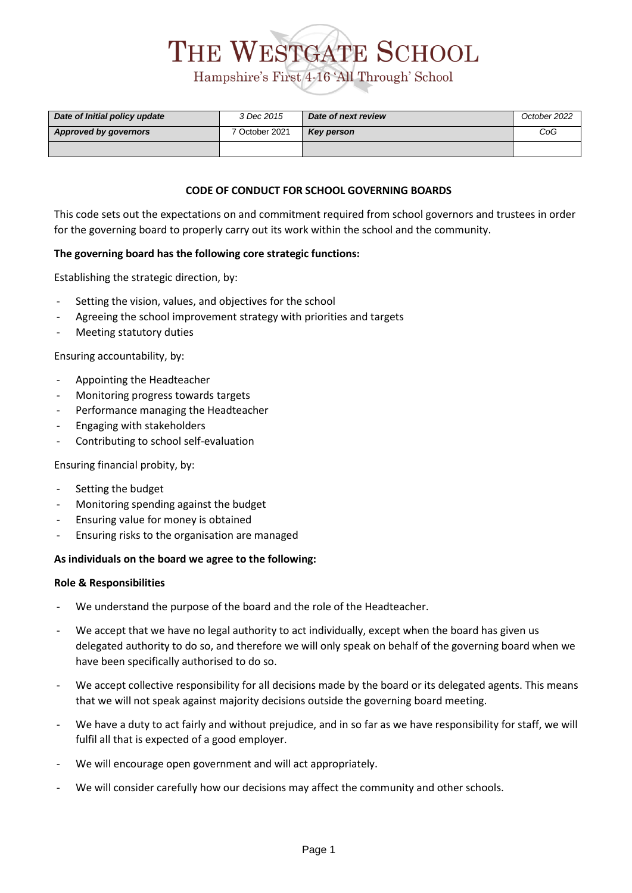# THE WESTGATE SCHOOL

Hampshire's First 4-16 'All Through' School

| *Date of Initial policy update* | *3 Dec 2015* | *Date of next review* | *October 2022* |
|---|---|---|---|
| ***Approved by governors*** | 7 October 2021 | ***Key person*** | *CoG* |
| | | | |

**CODE OF CONDUCT FOR SCHOOL GOVERNING BOARDS**

This code sets out the expectations on and commitment required from school governors and trustees in order for the governing board to properly carry out its work within the school and the community.

**The governing board has the following core strategic functions:**

Establishing the strategic direction, by:

- Setting the vision, values, and objectives for the school
- Agreeing the school improvement strategy with priorities and targets
- Meeting statutory duties

Ensuring accountability, by:

- Appointing the Headteacher
- Monitoring progress towards targets
- Performance managing the Headteacher
- Engaging with stakeholders
- Contributing to school self-evaluation

Ensuring financial probity, by:

- Setting the budget
- Monitoring spending against the budget
- Ensuring value for money is obtained
- Ensuring risks to the organisation are managed

**As individuals on the board we agree to the following:**

**Role & Responsibilities**

- We understand the purpose of the board and the role of the Headteacher.
- We accept that we have no legal authority to act individually, except when the board has given us delegated authority to do so, and therefore we will only speak on behalf of the governing board when we have been specifically authorised to do so.
- We accept collective responsibility for all decisions made by the board or its delegated agents. This means that we will not speak against majority decisions outside the governing board meeting.
- We have a duty to act fairly and without prejudice, and in so far as we have responsibility for staff, we will fulfil all that is expected of a good employer.
- We will encourage open government and will act appropriately.
- We will consider carefully how our decisions may affect the community and other schools.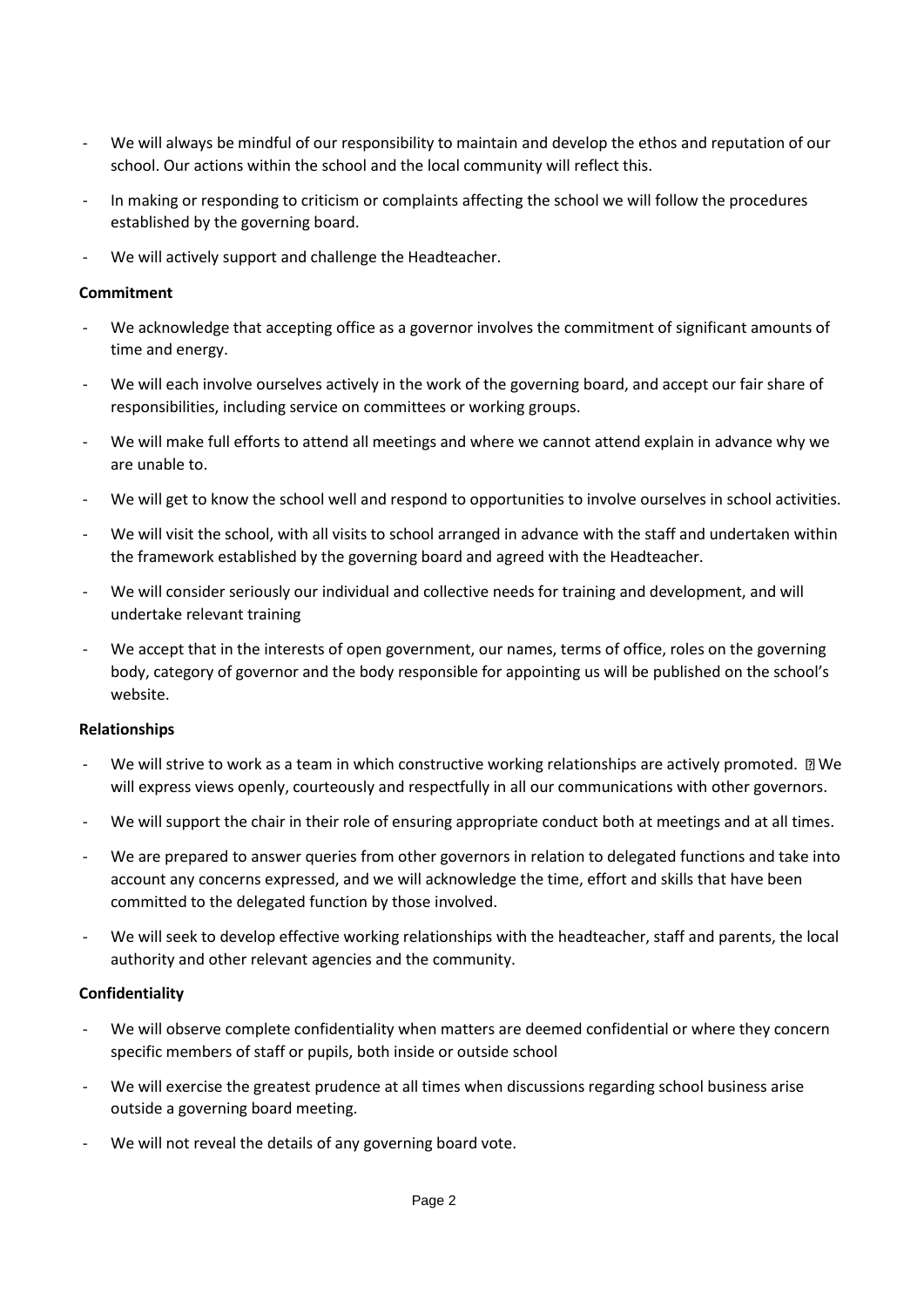- We will always be mindful of our responsibility to maintain and develop the ethos and reputation of our school. Our actions within the school and the local community will reflect this.
- In making or responding to criticism or complaints affecting the school we will follow the procedures established by the governing board.
- We will actively support and challenge the Headteacher.

**Commitment**

- We acknowledge that accepting office as a governor involves the commitment of significant amounts of time and energy.
- We will each involve ourselves actively in the work of the governing board, and accept our fair share of responsibilities, including service on committees or working groups.
- We will make full efforts to attend all meetings and where we cannot attend explain in advance why we are unable to.
- We will get to know the school well and respond to opportunities to involve ourselves in school activities.
- We will visit the school, with all visits to school arranged in advance with the staff and undertaken within the framework established by the governing board and agreed with the Headteacher.
- We will consider seriously our individual and collective needs for training and development, and will undertake relevant training
- We accept that in the interests of open government, our names, terms of office, roles on the governing body, category of governor and the body responsible for appointing us will be published on the school's website.

**Relationships**

- We will strive to work as a team in which constructive working relationships are actively promoted.  We will express views openly, courteously and respectfully in all our communications with other governors.
- We will support the chair in their role of ensuring appropriate conduct both at meetings and at all times.
- We are prepared to answer queries from other governors in relation to delegated functions and take into account any concerns expressed, and we will acknowledge the time, effort and skills that have been committed to the delegated function by those involved.
- We will seek to develop effective working relationships with the headteacher, staff and parents, the local authority and other relevant agencies and the community.

**Confidentiality**

- We will observe complete confidentiality when matters are deemed confidential or where they concern specific members of staff or pupils, both inside or outside school
- We will exercise the greatest prudence at all times when discussions regarding school business arise outside a governing board meeting.
- We will not reveal the details of any governing board vote.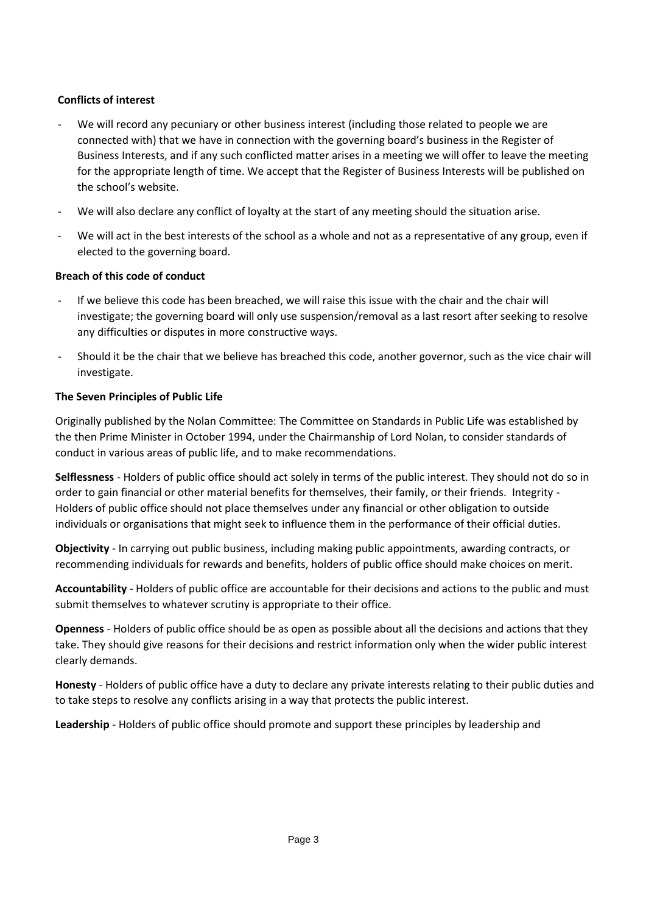**Conflicts of interest**

- We will record any pecuniary or other business interest (including those related to people we are connected with) that we have in connection with the governing board's business in the Register of Business Interests, and if any such conflicted matter arises in a meeting we will offer to leave the meeting for the appropriate length of time. We accept that the Register of Business Interests will be published on the school's website.
- We will also declare any conflict of loyalty at the start of any meeting should the situation arise.
- We will act in the best interests of the school as a whole and not as a representative of any group, even if elected to the governing board.

**Breach of this code of conduct**

- If we believe this code has been breached, we will raise this issue with the chair and the chair will investigate; the governing board will only use suspension/removal as a last resort after seeking to resolve any difficulties or disputes in more constructive ways.
- Should it be the chair that we believe has breached this code, another governor, such as the vice chair will investigate.

**The Seven Principles of Public Life**

Originally published by the Nolan Committee: The Committee on Standards in Public Life was established by the then Prime Minister in October 1994, under the Chairmanship of Lord Nolan, to consider standards of conduct in various areas of public life, and to make recommendations.

**Selflessness** - Holders of public office should act solely in terms of the public interest. They should not do so in order to gain financial or other material benefits for themselves, their family, or their friends. Integrity - Holders of public office should not place themselves under any financial or other obligation to outside individuals or organisations that might seek to influence them in the performance of their official duties.

**Objectivity** - In carrying out public business, including making public appointments, awarding contracts, or recommending individuals for rewards and benefits, holders of public office should make choices on merit.

**Accountability** - Holders of public office are accountable for their decisions and actions to the public and must submit themselves to whatever scrutiny is appropriate to their office.

**Openness** - Holders of public office should be as open as possible about all the decisions and actions that they take. They should give reasons for their decisions and restrict information only when the wider public interest clearly demands.

**Honesty** - Holders of public office have a duty to declare any private interests relating to their public duties and to take steps to resolve any conflicts arising in a way that protects the public interest.

**Leadership** - Holders of public office should promote and support these principles by leadership and